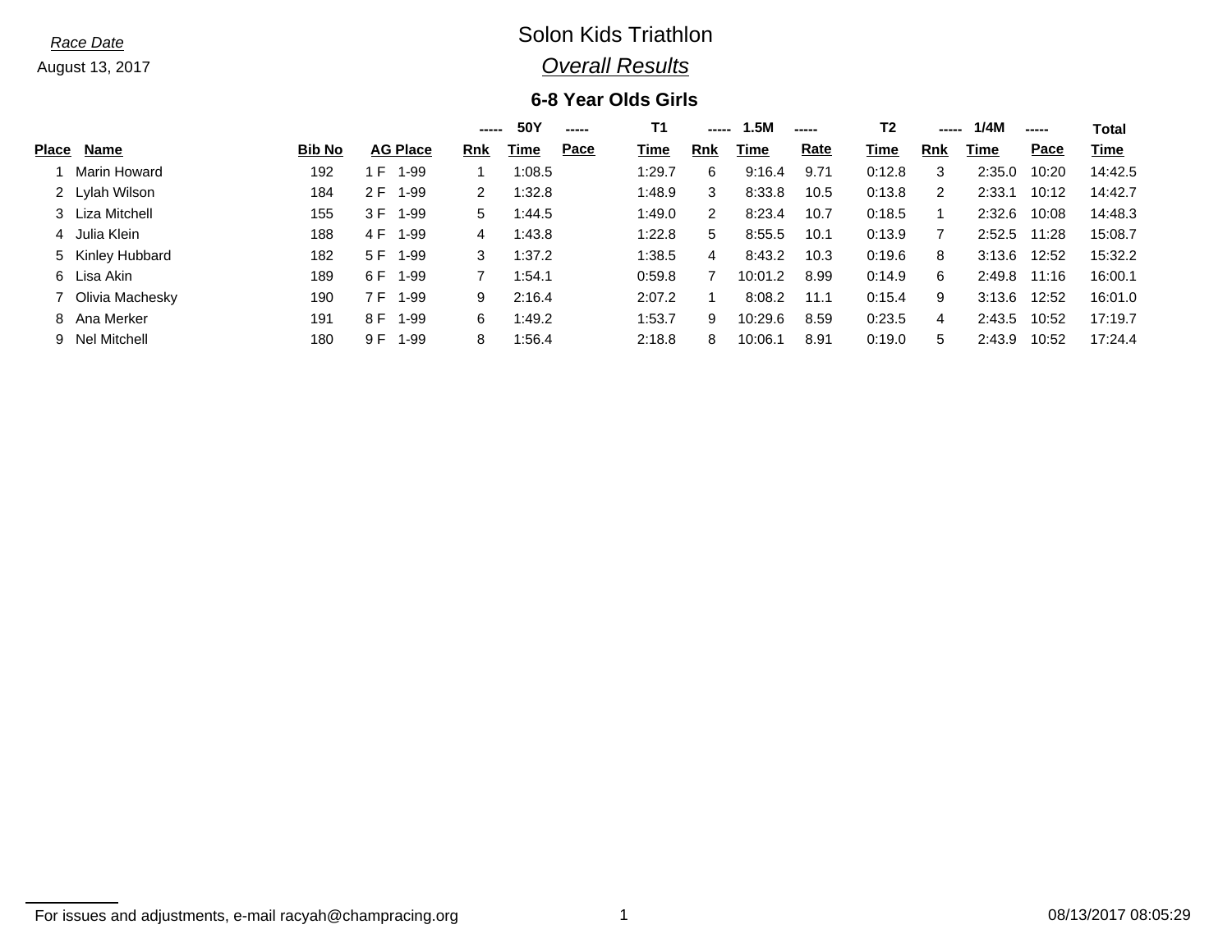*Race Date*

August 13, 2017

# Solon Kids Triathlon

## *Overall Results*

### 6-8 Year Olds Girls

| | | | | 50Y | | | T1 | | 1.5M | | T2 | | 1/4M | | Total |
|---|---|---|---|---|---|---|---|---|---|---|---|---|---|---|---|
| **Place** | **Name** | **Bib No** | **AG Place** | **Rnk** | **Time** | **Pace** | **Time** | **Rnk** | **Time** | **Rate** | **Time** | **Rnk** | **Time** | **Pace** | **Time** |
| 1 | Marin Howard | 192 | 1 F 1-99 | 1 | 1:08.5 | | 1:29.7 | 6 | 9:16.4 | 9.71 | 0:12.8 | 3 | 2:35.0 | 10:20 | 14:42.5 |
| 2 | Lylah Wilson | 184 | 2 F 1-99 | 2 | 1:32.8 | | 1:48.9 | 3 | 8:33.8 | 10.5 | 0:13.8 | 2 | 2:33.1 | 10:12 | 14:42.7 |
| 3 | Liza Mitchell | 155 | 3 F 1-99 | 5 | 1:44.5 | | 1:49.0 | 2 | 8:23.4 | 10.7 | 0:18.5 | 1 | 2:32.6 | 10:08 | 14:48.3 |
| 4 | Julia Klein | 188 | 4 F 1-99 | 4 | 1:43.8 | | 1:22.8 | 5 | 8:55.5 | 10.1 | 0:13.9 | 7 | 2:52.5 | 11:28 | 15:08.7 |
| 5 | Kinley Hubbard | 182 | 5 F 1-99 | 3 | 1:37.2 | | 1:38.5 | 4 | 8:43.2 | 10.3 | 0:19.6 | 8 | 3:13.6 | 12:52 | 15:32.2 |
| 6 | Lisa Akin | 189 | 6 F 1-99 | 7 | 1:54.1 | | 0:59.8 | 7 | 10:01.2 | 8.99 | 0:14.9 | 6 | 2:49.8 | 11:16 | 16:00.1 |
| 7 | Olivia Machesky | 190 | 7 F 1-99 | 9 | 2:16.4 | | 2:07.2 | 1 | 8:08.2 | 11.1 | 0:15.4 | 9 | 3:13.6 | 12:52 | 16:01.0 |
| 8 | Ana Merker | 191 | 8 F 1-99 | 6 | 1:49.2 | | 1:53.7 | 9 | 10:29.6 | 8.59 | 0:23.5 | 4 | 2:43.5 | 10:52 | 17:19.7 |
| 9 | Nel Mitchell | 180 | 9 F 1-99 | 8 | 1:56.4 | | 2:18.8 | 8 | 10:06.1 | 8.91 | 0:19.0 | 5 | 2:43.9 | 10:52 | 17:24.4 |

For issues and adjustments, e-mail racyah@champracing.org

08/13/2017 08:05:29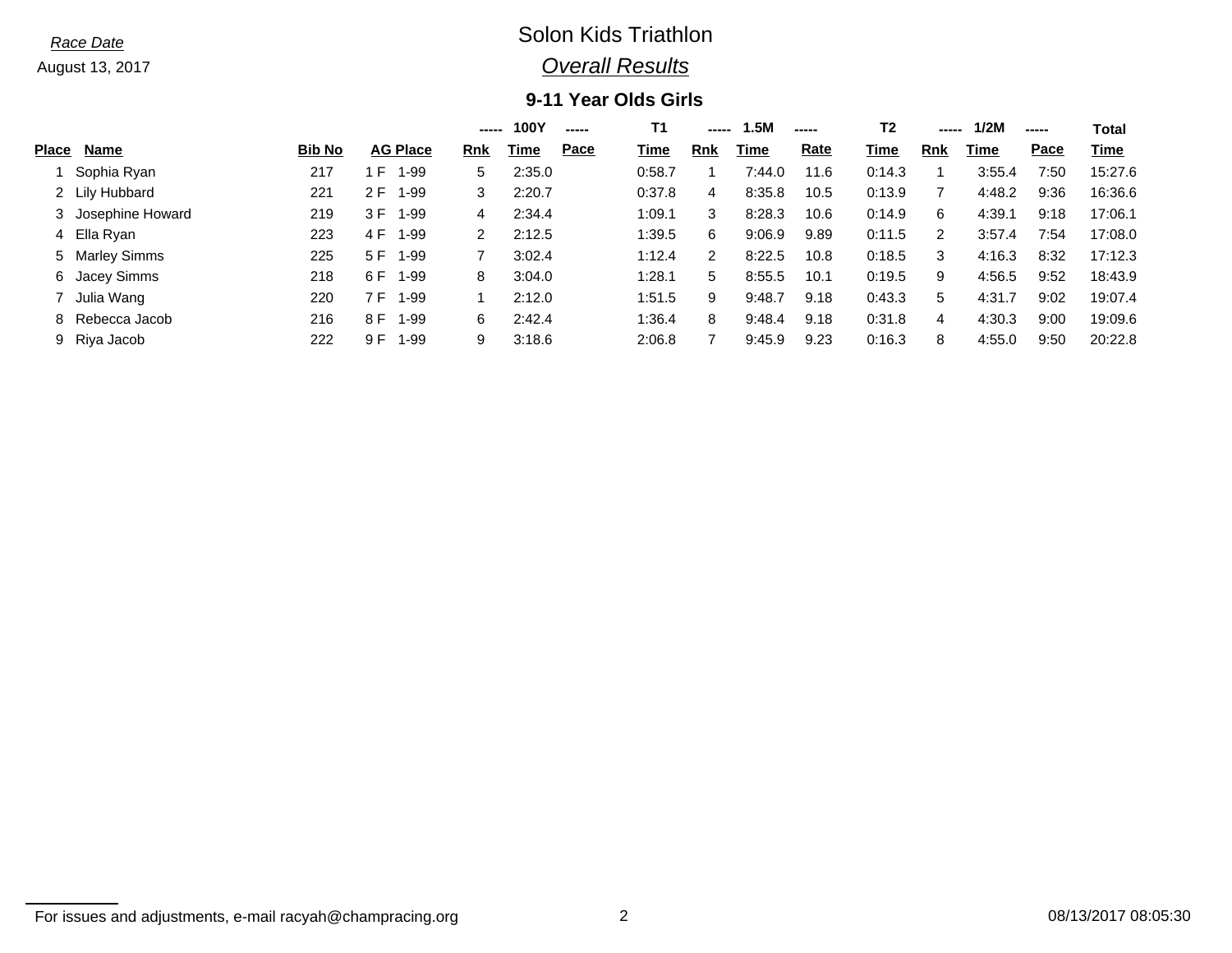*Race Date*

August 13, 2017

# Solon Kids Triathlon

## *Overall Results*

### 9-11 Year Olds Girls

| | | | | ----- 100Y ----- | | | T1 | ----- 1.5M ----- | | | T2 | ----- 1/2M ----- | | | Total |
|---|---|---|---|---|---|---|---|---|---|---|---|---|---|---|---|
| **Place** | **Name** | **Bib No** | **AG Place** | **Rnk** | **Time** | **Pace** | **Time** | **Rnk** | **Time** | **Rate** | **Time** | **Rnk** | **Time** | **Pace** | **Time** |
| 1 | Sophia Ryan | 217 | 1 F 1-99 | 5 | 2:35.0 | | 0:58.7 | 1 | 7:44.0 | 11.6 | 0:14.3 | 1 | 3:55.4 | 7:50 | 15:27.6 |
| 2 | Lily Hubbard | 221 | 2 F 1-99 | 3 | 2:20.7 | | 0:37.8 | 4 | 8:35.8 | 10.5 | 0:13.9 | 7 | 4:48.2 | 9:36 | 16:36.6 |
| 3 | Josephine Howard | 219 | 3 F 1-99 | 4 | 2:34.4 | | 1:09.1 | 3 | 8:28.3 | 10.6 | 0:14.9 | 6 | 4:39.1 | 9:18 | 17:06.1 |
| 4 | Ella Ryan | 223 | 4 F 1-99 | 2 | 2:12.5 | | 1:39.5 | 6 | 9:06.9 | 9.89 | 0:11.5 | 2 | 3:57.4 | 7:54 | 17:08.0 |
| 5 | Marley Simms | 225 | 5 F 1-99 | 7 | 3:02.4 | | 1:12.4 | 2 | 8:22.5 | 10.8 | 0:18.5 | 3 | 4:16.3 | 8:32 | 17:12.3 |
| 6 | Jacey Simms | 218 | 6 F 1-99 | 8 | 3:04.0 | | 1:28.1 | 5 | 8:55.5 | 10.1 | 0:19.5 | 9 | 4:56.5 | 9:52 | 18:43.9 |
| 7 | Julia Wang | 220 | 7 F 1-99 | 1 | 2:12.0 | | 1:51.5 | 9 | 9:48.7 | 9.18 | 0:43.3 | 5 | 4:31.7 | 9:02 | 19:07.4 |
| 8 | Rebecca Jacob | 216 | 8 F 1-99 | 6 | 2:42.4 | | 1:36.4 | 8 | 9:48.4 | 9.18 | 0:31.8 | 4 | 4:30.3 | 9:00 | 19:09.6 |
| 9 | Riya Jacob | 222 | 9 F 1-99 | 9 | 3:18.6 | | 2:06.8 | 7 | 9:45.9 | 9.23 | 0:16.3 | 8 | 4:55.0 | 9:50 | 20:22.8 |

For issues and adjustments, e-mail racyah@champracing.org

08/13/2017 08:05:30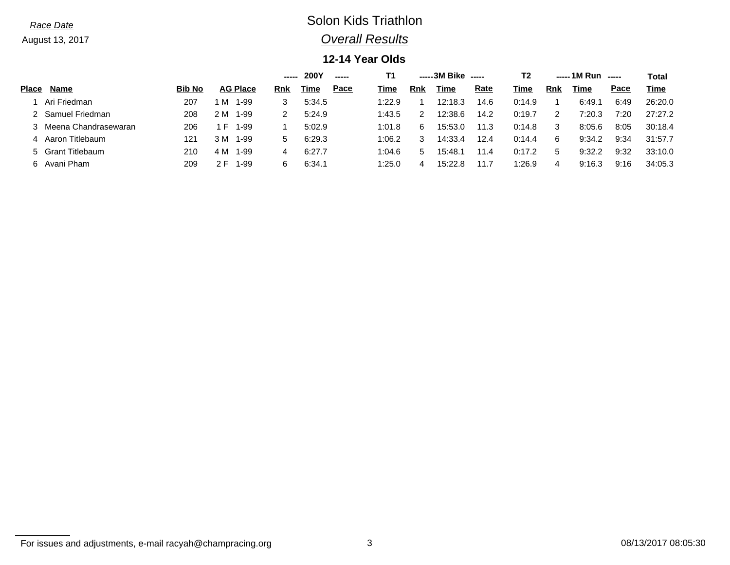Race Date

August 13, 2017

# Solon Kids Triathlon

## *Overall Results*

### 12-14 Year Olds

| | | | | 200Y | | | T1 | 3M Bike | | | T2 | 1M Run | | | Total |
|---|---|---|---|---|---|---|---|---|---|---|---|---|---|---|---|
| Place | Name | Bib No | AG Place | Rnk | Time | Pace | Time | Rnk | Time | Rate | Time | Rnk | Time | Pace | Time |
| 1 | Ari Friedman | 207 | 1 M 1-99 | 3 | 5:34.5 | | 1:22.9 | 1 | 12:18.3 | 14.6 | 0:14.9 | 1 | 6:49.1 | 6:49 | 26:20.0 |
| 2 | Samuel Friedman | 208 | 2 M 1-99 | 2 | 5:24.9 | | 1:43.5 | 2 | 12:38.6 | 14.2 | 0:19.7 | 2 | 7:20.3 | 7:20 | 27:27.2 |
| 3 | Meena Chandrasewaran | 206 | 1 F 1-99 | 1 | 5:02.9 | | 1:01.8 | 6 | 15:53.0 | 11.3 | 0:14.8 | 3 | 8:05.6 | 8:05 | 30:18.4 |
| 4 | Aaron Titlebaum | 121 | 3 M 1-99 | 5 | 6:29.3 | | 1:06.2 | 3 | 14:33.4 | 12.4 | 0:14.4 | 6 | 9:34.2 | 9:34 | 31:57.7 |
| 5 | Grant Titlebaum | 210 | 4 M 1-99 | 4 | 6:27.7 | | 1:04.6 | 5 | 15:48.1 | 11.4 | 0:17.2 | 5 | 9:32.2 | 9:32 | 33:10.0 |
| 6 | Avani Pham | 209 | 2 F 1-99 | 6 | 6:34.1 | | 1:25.0 | 4 | 15:22.8 | 11.7 | 1:26.9 | 4 | 9:16.3 | 9:16 | 34:05.3 |

For issues and adjustments, e-mail racyah@champracing.org

08/13/2017 08:05:30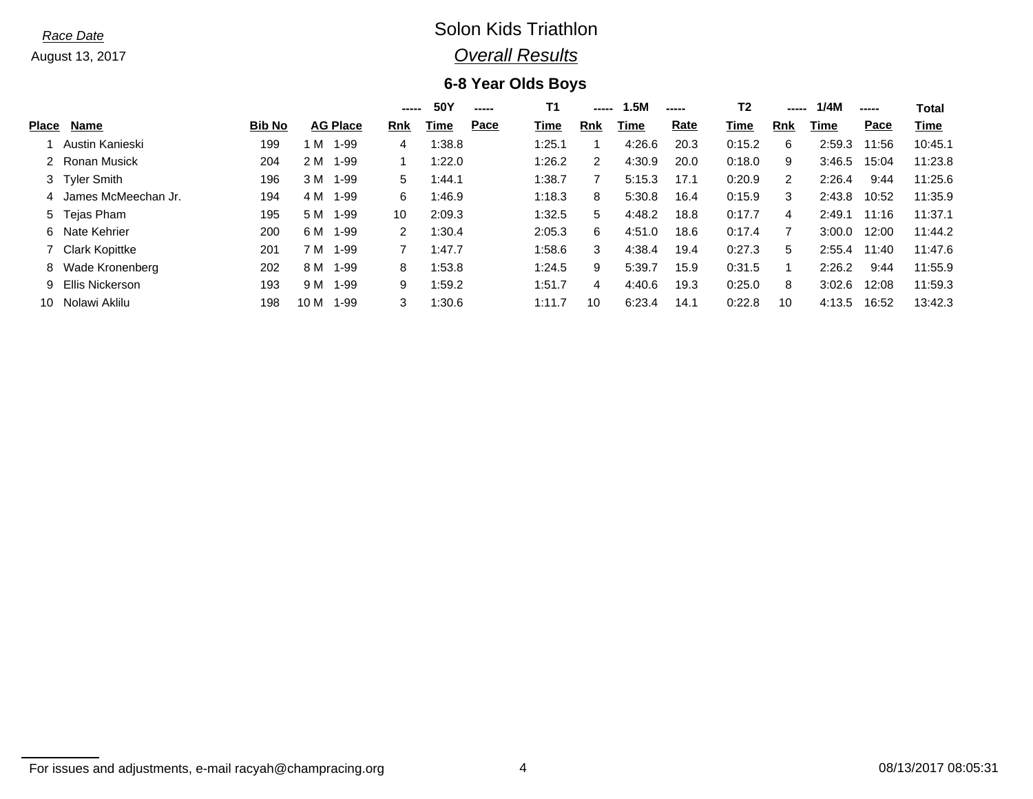*Race Date*

August 13, 2017

# Solon Kids Triathlon

## *Overall Results*

### 6-8 Year Olds Boys

| | | | | ----- | 50Y | ----- | T1 | ----- | 1.5M | ----- | T2 | ----- | 1/4M | ----- | Total |
|---|---|---|---|---|---|---|---|---|---|---|---|---|---|---|---|
| **Place** | **Name** | **Bib No** | **AG Place** | **Rnk** | **Time** | **Pace** | **Time** | **Rnk** | **Time** | **Rate** | **Time** | **Rnk** | **Time** | **Pace** | **Time** |
| 1 | Austin Kanieski | 199 | 1 M 1-99 | 4 | 1:38.8 | | 1:25.1 | 1 | 4:26.6 | 20.3 | 0:15.2 | 6 | 2:59.3 | 11:56 | 10:45.1 |
| 2 | Ronan Musick | 204 | 2 M 1-99 | 1 | 1:22.0 | | 1:26.2 | 2 | 4:30.9 | 20.0 | 0:18.0 | 9 | 3:46.5 | 15:04 | 11:23.8 |
| 3 | Tyler Smith | 196 | 3 M 1-99 | 5 | 1:44.1 | | 1:38.7 | 7 | 5:15.3 | 17.1 | 0:20.9 | 2 | 2:26.4 | 9:44 | 11:25.6 |
| 4 | James McMeechan Jr. | 194 | 4 M 1-99 | 6 | 1:46.9 | | 1:18.3 | 8 | 5:30.8 | 16.4 | 0:15.9 | 3 | 2:43.8 | 10:52 | 11:35.9 |
| 5 | Tejas Pham | 195 | 5 M 1-99 | 10 | 2:09.3 | | 1:32.5 | 5 | 4:48.2 | 18.8 | 0:17.7 | 4 | 2:49.1 | 11:16 | 11:37.1 |
| 6 | Nate Kehrier | 200 | 6 M 1-99 | 2 | 1:30.4 | | 2:05.3 | 6 | 4:51.0 | 18.6 | 0:17.4 | 7 | 3:00.0 | 12:00 | 11:44.2 |
| 7 | Clark Kopittke | 201 | 7 M 1-99 | 7 | 1:47.7 | | 1:58.6 | 3 | 4:38.4 | 19.4 | 0:27.3 | 5 | 2:55.4 | 11:40 | 11:47.6 |
| 8 | Wade Kronenberg | 202 | 8 M 1-99 | 8 | 1:53.8 | | 1:24.5 | 9 | 5:39.7 | 15.9 | 0:31.5 | 1 | 2:26.2 | 9:44 | 11:55.9 |
| 9 | Ellis Nickerson | 193 | 9 M 1-99 | 9 | 1:59.2 | | 1:51.7 | 4 | 4:40.6 | 19.3 | 0:25.0 | 8 | 3:02.6 | 12:08 | 11:59.3 |
| 10 | Nolawi Aklilu | 198 | 10 M 1-99 | 3 | 1:30.6 | | 1:11.7 | 10 | 6:23.4 | 14.1 | 0:22.8 | 10 | 4:13.5 | 16:52 | 13:42.3 |

For issues and adjustments, e-mail racyah@champracing.org

08/13/2017 08:05:31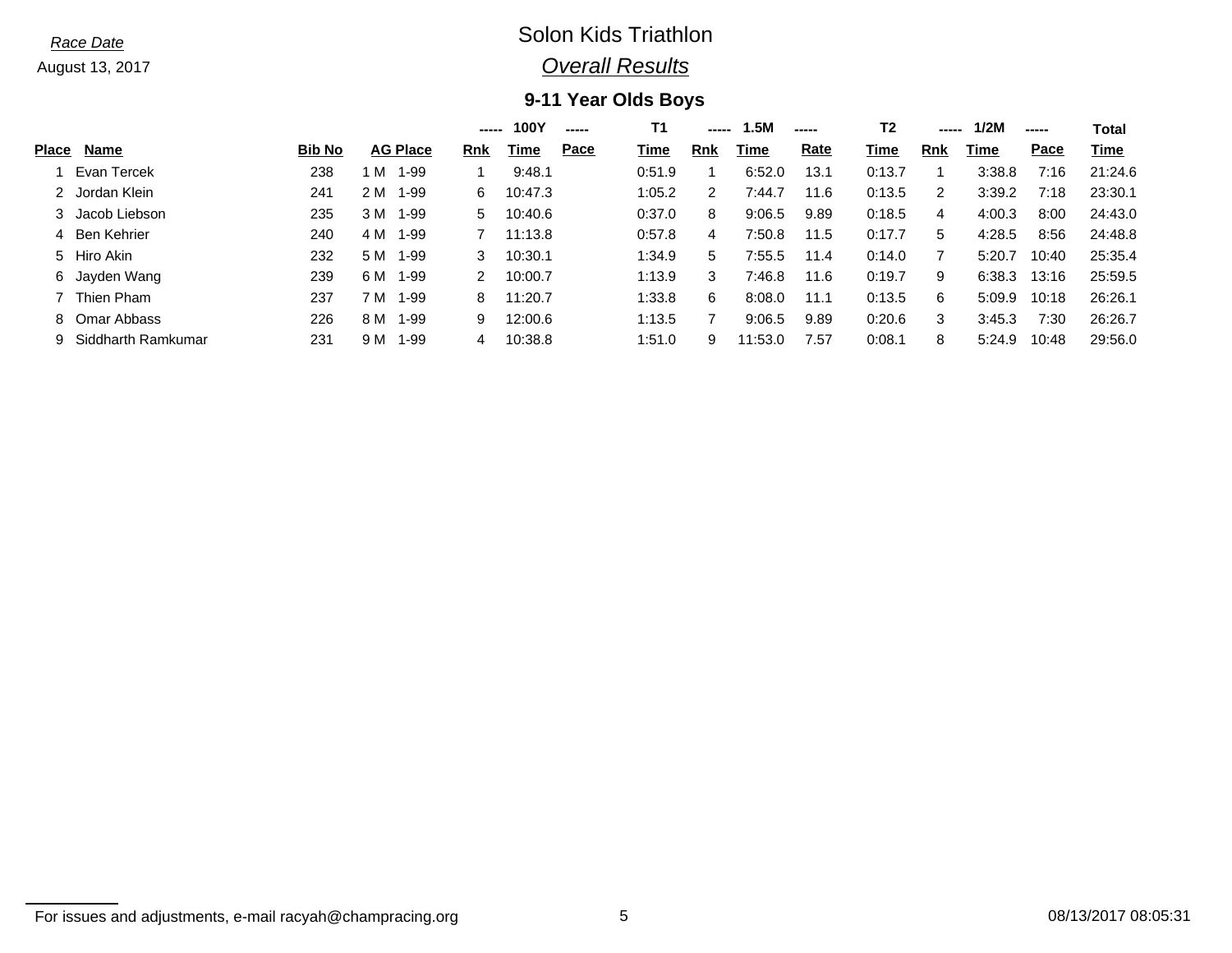*Race Date*

August 13, 2017

# Solon Kids Triathlon

## *Overall Results*

### 9-11 Year Olds Boys

| | | | | 100Y | | | T1 | 1.5M | | | T2 | 1/2M | | | Total |
|---|---|---|---|---|---|---|---|---|---|---|---|---|---|---|---|
| **Place** | **Name** | **Bib No** | **AG Place** | **Rnk** | **Time** | **Pace** | **Time** | **Rnk** | **Time** | **Rate** | **Time** | **Rnk** | **Time** | **Pace** | **Time** |
| 1 | Evan Tercek | 238 | 1 M 1-99 | 1 | 9:48.1 | | 0:51.9 | 1 | 6:52.0 | 13.1 | 0:13.7 | 1 | 3:38.8 | 7:16 | 21:24.6 |
| 2 | Jordan Klein | 241 | 2 M 1-99 | 6 | 10:47.3 | | 1:05.2 | 2 | 7:44.7 | 11.6 | 0:13.5 | 2 | 3:39.2 | 7:18 | 23:30.1 |
| 3 | Jacob Liebson | 235 | 3 M 1-99 | 5 | 10:40.6 | | 0:37.0 | 8 | 9:06.5 | 9.89 | 0:18.5 | 4 | 4:00.3 | 8:00 | 24:43.0 |
| 4 | Ben Kehrier | 240 | 4 M 1-99 | 7 | 11:13.8 | | 0:57.8 | 4 | 7:50.8 | 11.5 | 0:17.7 | 5 | 4:28.5 | 8:56 | 24:48.8 |
| 5 | Hiro Akin | 232 | 5 M 1-99 | 3 | 10:30.1 | | 1:34.9 | 5 | 7:55.5 | 11.4 | 0:14.0 | 7 | 5:20.7 | 10:40 | 25:35.4 |
| 6 | Jayden Wang | 239 | 6 M 1-99 | 2 | 10:00.7 | | 1:13.9 | 3 | 7:46.8 | 11.6 | 0:19.7 | 9 | 6:38.3 | 13:16 | 25:59.5 |
| 7 | Thien Pham | 237 | 7 M 1-99 | 8 | 11:20.7 | | 1:33.8 | 6 | 8:08.0 | 11.1 | 0:13.5 | 6 | 5:09.9 | 10:18 | 26:26.1 |
| 8 | Omar Abbass | 226 | 8 M 1-99 | 9 | 12:00.6 | | 1:13.5 | 7 | 9:06.5 | 9.89 | 0:20.6 | 3 | 3:45.3 | 7:30 | 26:26.7 |
| 9 | Siddharth Ramkumar | 231 | 9 M 1-99 | 4 | 10:38.8 | | 1:51.0 | 9 | 11:53.0 | 7.57 | 0:08.1 | 8 | 5:24.9 | 10:48 | 29:56.0 |

For issues and adjustments, e-mail racyah@champracing.org

08/13/2017 08:05:31